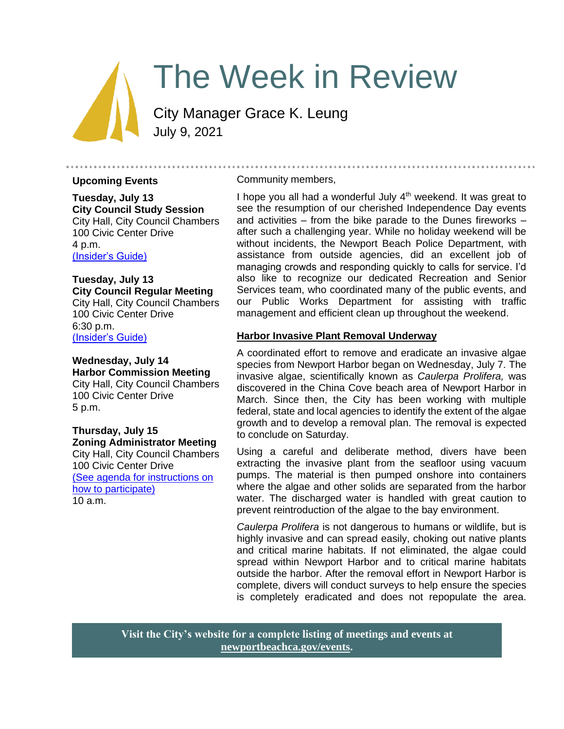# The Week in Review

City Manager Grace K. Leung

July 9, 2021

## Upcoming Events

**Tuesday, July 13**
**City Council Study Session**
City Hall, City Council Chambers
100 Civic Center Drive
4 p.m.
(Insider's Guide)

**Tuesday, July 13**
**City Council Regular Meeting**
City Hall, City Council Chambers
100 Civic Center Drive
6:30 p.m.
(Insider's Guide)

**Wednesday, July 14**
**Harbor Commission Meeting**
City Hall, City Council Chambers
100 Civic Center Drive
5 p.m.

**Thursday, July 15**
**Zoning Administrator Meeting**
City Hall, City Council Chambers
100 Civic Center Drive
(See agenda for instructions on how to participate)
10 a.m.

Community members,

I hope you all had a wonderful July 4th weekend. It was great to see the resumption of our cherished Independence Day events and activities – from the bike parade to the Dunes fireworks – after such a challenging year. While no holiday weekend will be without incidents, the Newport Beach Police Department, with assistance from outside agencies, did an excellent job of managing crowds and responding quickly to calls for service. I'd also like to recognize our dedicated Recreation and Senior Services team, who coordinated many of the public events, and our Public Works Department for assisting with traffic management and efficient clean up throughout the weekend.

## Harbor Invasive Plant Removal Underway

A coordinated effort to remove and eradicate an invasive algae species from Newport Harbor began on Wednesday, July 7. The invasive algae, scientifically known as *Caulerpa Prolifera,* was discovered in the China Cove beach area of Newport Harbor in March. Since then, the City has been working with multiple federal, state and local agencies to identify the extent of the algae growth and to develop a removal plan. The removal is expected to conclude on Saturday.

Using a careful and deliberate method, divers have been extracting the invasive plant from the seafloor using vacuum pumps. The material is then pumped onshore into containers where the algae and other solids are separated from the harbor water. The discharged water is handled with great caution to prevent reintroduction of the algae to the bay environment.

*Caulerpa Prolifera* is not dangerous to humans or wildlife, but is highly invasive and can spread easily, choking out native plants and critical marine habitats. If not eliminated, the algae could spread within Newport Harbor and to critical marine habitats outside the harbor. After the removal effort in Newport Harbor is complete, divers will conduct surveys to help ensure the species is completely eradicated and does not repopulate the area.

**Visit the City's website for a complete listing of meetings and events at newportbeachca.gov/events.**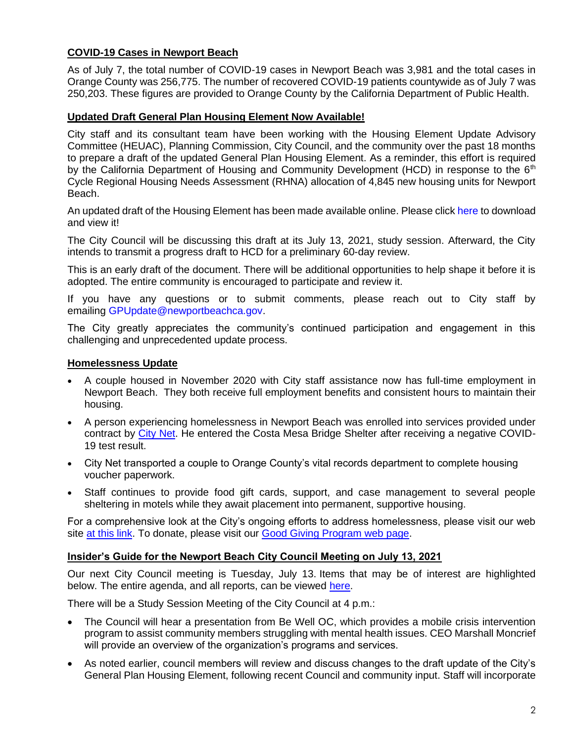## COVID-19 Cases in Newport Beach

As of July 7, the total number of COVID-19 cases in Newport Beach was 3,981 and the total cases in Orange County was 256,775. The number of recovered COVID-19 patients countywide as of July 7 was 250,203. These figures are provided to Orange County by the California Department of Public Health.

## Updated Draft General Plan Housing Element Now Available!

City staff and its consultant team have been working with the Housing Element Update Advisory Committee (HEUAC), Planning Commission, City Council, and the community over the past 18 months to prepare a draft of the updated General Plan Housing Element. As a reminder, this effort is required by the California Department of Housing and Community Development (HCD) in response to the 6th Cycle Regional Housing Needs Assessment (RHNA) allocation of 4,845 new housing units for Newport Beach.

An updated draft of the Housing Element has been made available online. Please click here to download and view it!

The City Council will be discussing this draft at its July 13, 2021, study session. Afterward, the City intends to transmit a progress draft to HCD for a preliminary 60-day review.

This is an early draft of the document. There will be additional opportunities to help shape it before it is adopted. The entire community is encouraged to participate and review it.

If you have any questions or to submit comments, please reach out to City staff by emailing GPUpdate@newportbeachca.gov.

The City greatly appreciates the community's continued participation and engagement in this challenging and unprecedented update process.

## Homelessness Update

- A couple housed in November 2020 with City staff assistance now has full-time employment in Newport Beach. They both receive full employment benefits and consistent hours to maintain their housing.
- A person experiencing homelessness in Newport Beach was enrolled into services provided under contract by City Net. He entered the Costa Mesa Bridge Shelter after receiving a negative COVID-19 test result.
- City Net transported a couple to Orange County's vital records department to complete housing voucher paperwork.
- Staff continues to provide food gift cards, support, and case management to several people sheltering in motels while they await placement into permanent, supportive housing.

For a comprehensive look at the City's ongoing efforts to address homelessness, please visit our web site at this link. To donate, please visit our Good Giving Program web page.

## Insider's Guide for the Newport Beach City Council Meeting on July 13, 2021

Our next City Council meeting is Tuesday, July 13. Items that may be of interest are highlighted below. The entire agenda, and all reports, can be viewed here.

There will be a Study Session Meeting of the City Council at 4 p.m.:

- The Council will hear a presentation from Be Well OC, which provides a mobile crisis intervention program to assist community members struggling with mental health issues. CEO Marshall Moncrief will provide an overview of the organization's programs and services.
- As noted earlier, council members will review and discuss changes to the draft update of the City's General Plan Housing Element, following recent Council and community input. Staff will incorporate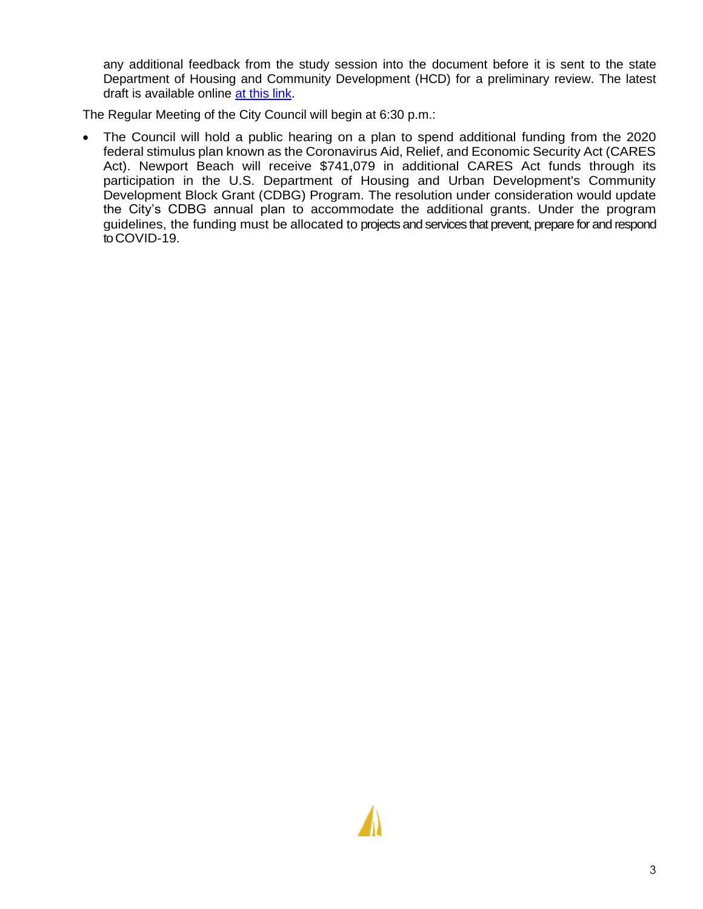any additional feedback from the study session into the document before it is sent to the state Department of Housing and Community Development (HCD) for a preliminary review. The latest draft is available online [at this link].

The Regular Meeting of the City Council will begin at 6:30 p.m.:

- The Council will hold a public hearing on a plan to spend additional funding from the 2020 federal stimulus plan known as the Coronavirus Aid, Relief, and Economic Security Act (CARES Act). Newport Beach will receive $741,079 in additional CARES Act funds through its participation in the U.S. Department of Housing and Urban Development's Community Development Block Grant (CDBG) Program. The resolution under consideration would update the City's CDBG annual plan to accommodate the additional grants. Under the program guidelines, the funding must be allocated to projects and services that prevent, prepare for and respond to COVID-19.